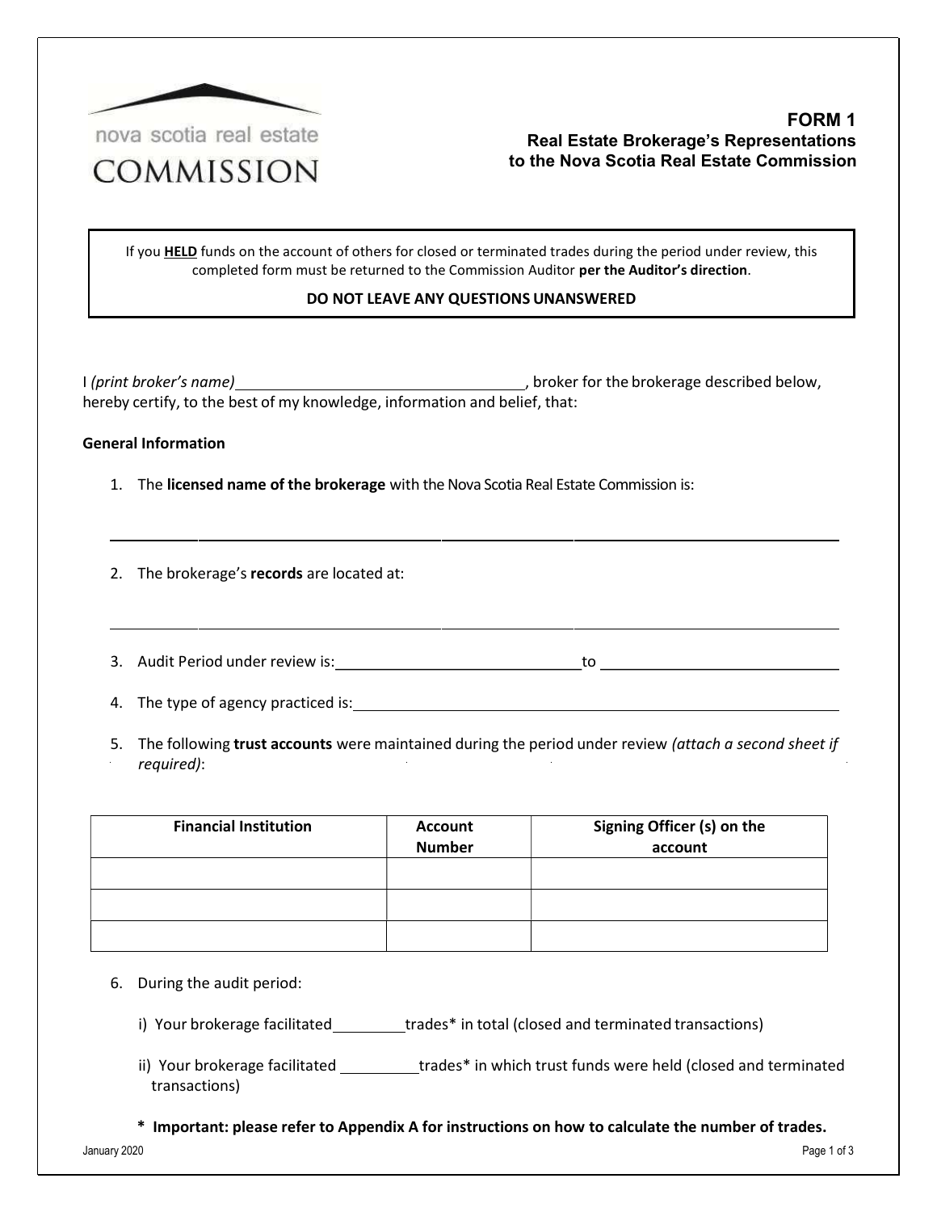nova scotia real estate
COMMISSION

# FORM 1
## Real Estate Brokerage's Representations to the Nova Scotia Real Estate Commission

If you **HELD** funds on the account of others for closed or terminated trades during the period under review, this completed form must be returned to the Commission Auditor **per the Auditor's direction**.

**DO NOT LEAVE ANY QUESTIONS UNANSWERED**

I *(print broker's name)*\_\_\_\_\_\_\_\_\_\_\_\_\_\_\_\_\_\_\_\_\_\_\_\_\_\_\_\_\_\_\_\_, broker for the brokerage described below, hereby certify, to the best of my knowledge, information and belief, that:

**General Information**

1. The **licensed name of the brokerage** with the Nova Scotia Real Estate Commission is:

   \_\_\_\_\_\_\_\_\_\_\_\_\_\_\_\_\_\_\_\_\_\_\_\_\_\_\_\_\_\_\_\_\_\_\_\_\_\_\_\_\_\_\_\_\_\_\_\_\_\_\_\_\_\_\_\_\_\_\_\_\_\_\_\_\_\_\_\_\_\_

2. The brokerage's **records** are located at:

   \_\_\_\_\_\_\_\_\_\_\_\_\_\_\_\_\_\_\_\_\_\_\_\_\_\_\_\_\_\_\_\_\_\_\_\_\_\_\_\_\_\_\_\_\_\_\_\_\_\_\_\_\_\_\_\_\_\_\_\_\_\_\_\_\_\_\_\_\_\_

3. Audit Period under review is:\_\_\_\_\_\_\_\_\_\_\_\_\_\_\_\_\_\_\_\_\_\_\_\_\_\_\_\_to \_\_\_\_\_\_\_\_\_\_\_\_\_\_\_\_\_\_\_\_\_\_\_\_\_\_\_\_

4. The type of agency practiced is:\_\_\_\_\_\_\_\_\_\_\_\_\_\_\_\_\_\_\_\_\_\_\_\_\_\_\_\_\_\_\_\_\_\_\_\_\_\_\_\_\_\_\_\_\_\_\_\_\_\_

5. The following **trust accounts** were maintained during the period under review *(attach a second sheet if required)*:

| Financial Institution | Account Number | Signing Officer (s) on the account |
|---|---|---|
| | | |
| | | |
| | | |

6. During the audit period:

   i) Your brokerage facilitated\_\_\_\_\_\_\_\_\_trades* in total (closed and terminated transactions)

   ii) Your brokerage facilitated \_\_\_\_\_\_\_\_\_trades* in which trust funds were held (closed and terminated transactions)

   **\* Important: please refer to Appendix A for instructions on how to calculate the number of trades.**

January 2020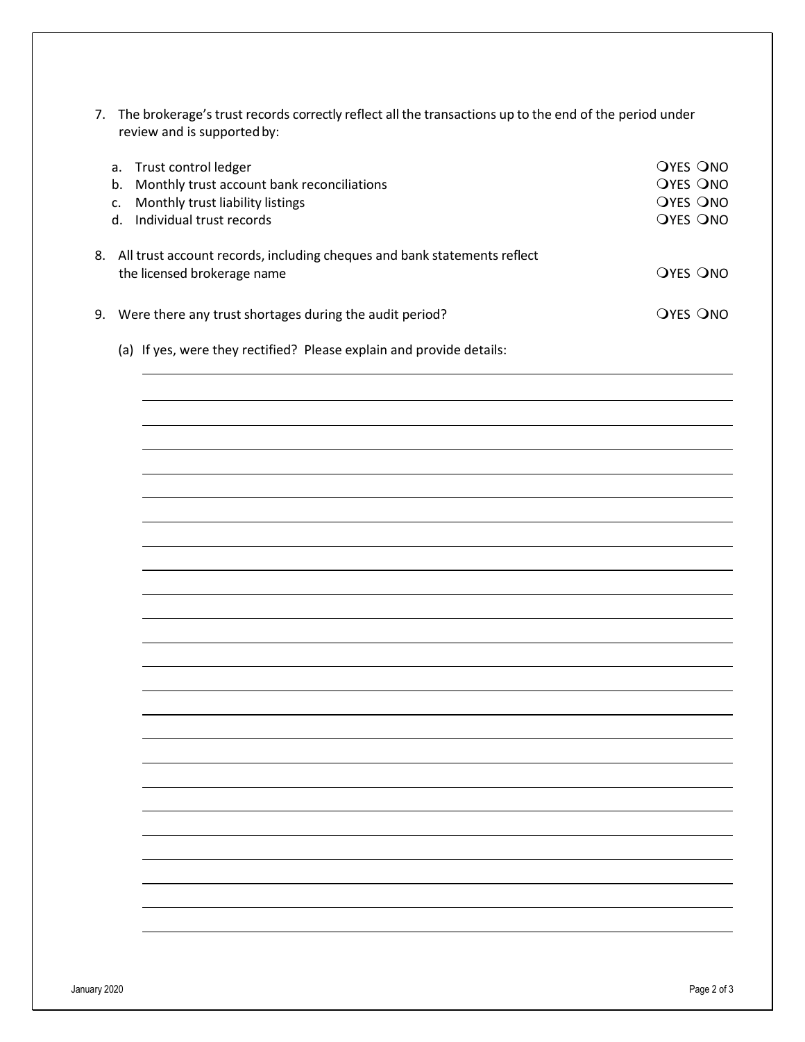7. The brokerage's trust records correctly reflect all the transactions up to the end of the period under review and is supported by:

   a. Trust control ledger ❍YES ❍NO
   b. Monthly trust account bank reconciliations ❍YES ❍NO
   c. Monthly trust liability listings ❍YES ❍NO
   d. Individual trust records ❍YES ❍NO

8. All trust account records, including cheques and bank statements reflect the licensed brokerage name ❍YES ❍NO

9. Were there any trust shortages during the audit period? ❍YES ❍NO

   (a) If yes, were they rectified? Please explain and provide details:

   ______________________________________________________________________

   ______________________________________________________________________

   ______________________________________________________________________

   ______________________________________________________________________

   ______________________________________________________________________

   ______________________________________________________________________

   ______________________________________________________________________

   ______________________________________________________________________

   ______________________________________________________________________

   ______________________________________________________________________

   ______________________________________________________________________

   ______________________________________________________________________

   ______________________________________________________________________

   ______________________________________________________________________

   ______________________________________________________________________

   ______________________________________________________________________

   ______________________________________________________________________

   ______________________________________________________________________

   ______________________________________________________________________

   ______________________________________________________________________

   ______________________________________________________________________

   ______________________________________________________________________

   ______________________________________________________________________

January 2020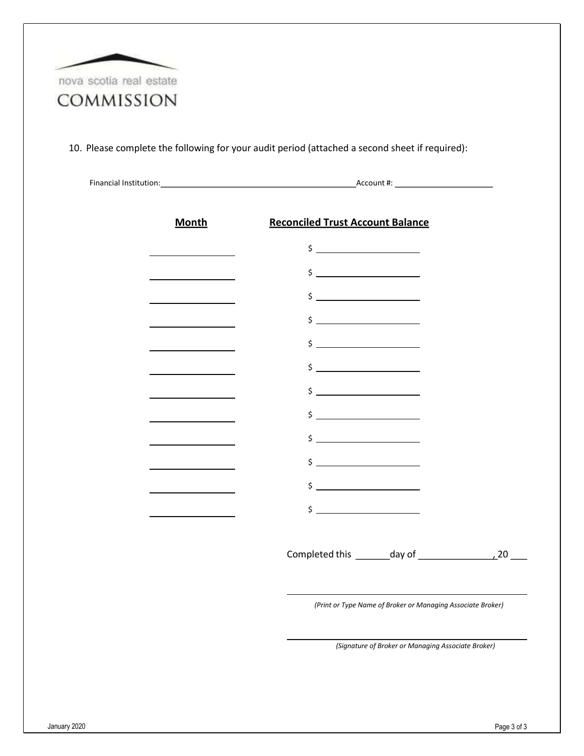nova scotia real estate

COMMISSION

10. Please complete the following for your audit period (attached a second sheet if required):

Financial Institution: ______________________ Account #: ______________

| Month | Reconciled Trust Account Balance |
| --- | --- |
| ________ | $ ________ |
| ________ | $ ________ |
| ________ | $ ________ |
| ________ | $ ________ |
| ________ | $ ________ |
| ________ | $ ________ |
| ________ | $ ________ |
| ________ | $ ________ |
| ________ | $ ________ |
| ________ | $ ________ |
| ________ | $ ________ |
| ________ | $ ________ |

Completed this ______ day of ______________, 20 ___

______________________________

*(Print or Type Name of Broker or Managing Associate Broker)*

______________________________

*(Signature of Broker or Managing Associate Broker)*

January 2020